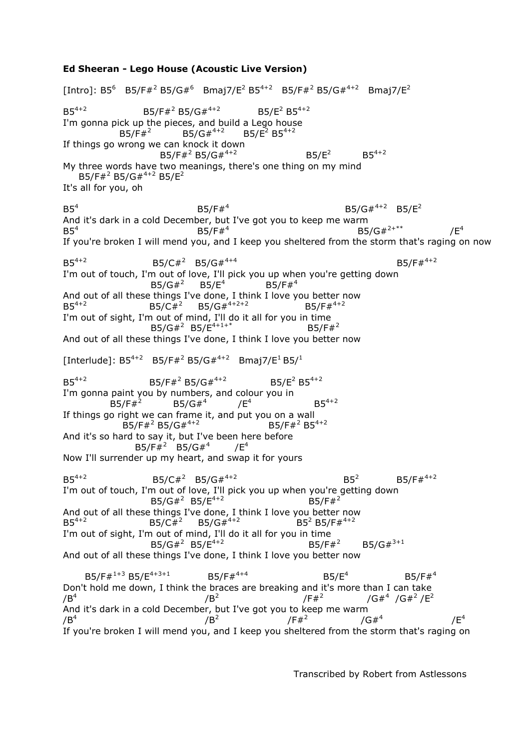**Ed Sheeran - Lego House (Acoustic Live Version)**

```
[Intro]: B5^{6}   B5/F#^{2} B5/G#^{6}   Bmaj7/E^{2} B5^{4+2}   B5/F#^{2} B5/G#^{4+2}   Bmaj7/E^{2}

B5^{4+2}          B5/F#^{2} B5/G#^{4+2}        B5/E^{2} B5^{4+2}
I'm gonna pick up the pieces, and build a Lego house
            B5/F#^{2}      B5/G#^{4+2}    B5/E^{2} B5^{4+2}
If things go wrong we can knock it down
                     B5/F#^{2} B5/G#^{4+2}                B5/E^{2}       B5^{4+2}
My three words have two meanings, there's one thing on my mind
     B5/F#^{2} B5/G#^{4+2} B5/E^{2}
It's all for you, oh

B5^{4}                      B5/F#^{4}                          B5/G#^{4+2}   B5/E^{2}
And it's dark in a cold December, but I've got you to keep me warm
B5^{4}                      B5/F#^{4}                            B5/G#^{2+**}          /E^{4}
If you're broken I will mend you, and I keep you sheltered from the storm that's raging on now

B5^{4+2}            B5/C#^{2}   B5/G#^{4+4}                                  B5/F#^{4+2}
I'm out of touch, I'm out of love, I'll pick you up when you're getting down
                   B5/G#^{2}    B5/E^{4}       B5/F#^{4}
And out of all these things I've done, I think I love you better now
B5^{4+2}             B5/C#^{2}     B5/G#^{4+2+2}          B5/F#^{4+2}
I'm out of sight, I'm out of mind, I'll do it all for you in time
                   B5/G#^{2}  B5/E^{4+1+*}               B5/F#^{2}
And out of all these things I've done, I think I love you better now

[Interlude]: B5^{4+2}   B5/F#^{2} B5/G#^{4+2}   Bmaj7/E^{1} B5/^{1}

B5^{4+2}              B5/F#^{2} B5/G#^{4+2}         B5/E^{2} B5^{4+2}
I'm gonna paint you by numbers, and colour you in
          B5/F#^{2}       B5/G#^{4}       /E^{4}            B5^{4+2}
If things go right we can frame it, and put you on a wall
               B5/F#^{2} B5/G#^{4+2}              B5/F#^{2} B5^{4+2}
And it's so hard to say it, but I've been here before
                 B5/F#^{2}   B5/G#^{4}      /E^{4}
Now I'll surrender up my heart, and swap it for yours

B5^{4+2}            B5/C#^{2}   B5/G#^{4+2}                       B5^{2}        B5/F#^{4+2}
I'm out of touch, I'm out of love, I'll pick you up when you're getting down
                   B5/G#^{2}  B5/E^{4+2}                  B5/F#^{2}
And out of all these things I've done, I think I love you better now
B5^{4+2}             B5/C#^{2}     B5/G#^{4+2}            B5^{2} B5/F#^{4+2}
I'm out of sight, I'm out of mind, I'll do it all for you in time
                   B5/G#^{2}  B5/E^{4+2}                 B5/F#^{2}      B5/G#^{3+1}
And out of all these things I've done, I think I love you better now

     B5/F#^{1+3} B5/E^{4+3+1}      B5/F#^{4+4}                B5/E^{4}          B5/F#^{4}
Don't hold me down, I think the braces are breaking and it's more than I can take
/B^{4}                       /B^{2}                /F#^{2}          /G#^{4}  /G#^{2} /E^{2}
And it's dark in a cold December, but I've got you to keep me warm
/B^{4}                       /B^{2}               /F#^{2}            /G#^{4}                  /E^{4}
If you're broken I will mend you, and I keep you sheltered from the storm that's raging on
```

Transcribed by Robert from Astlessons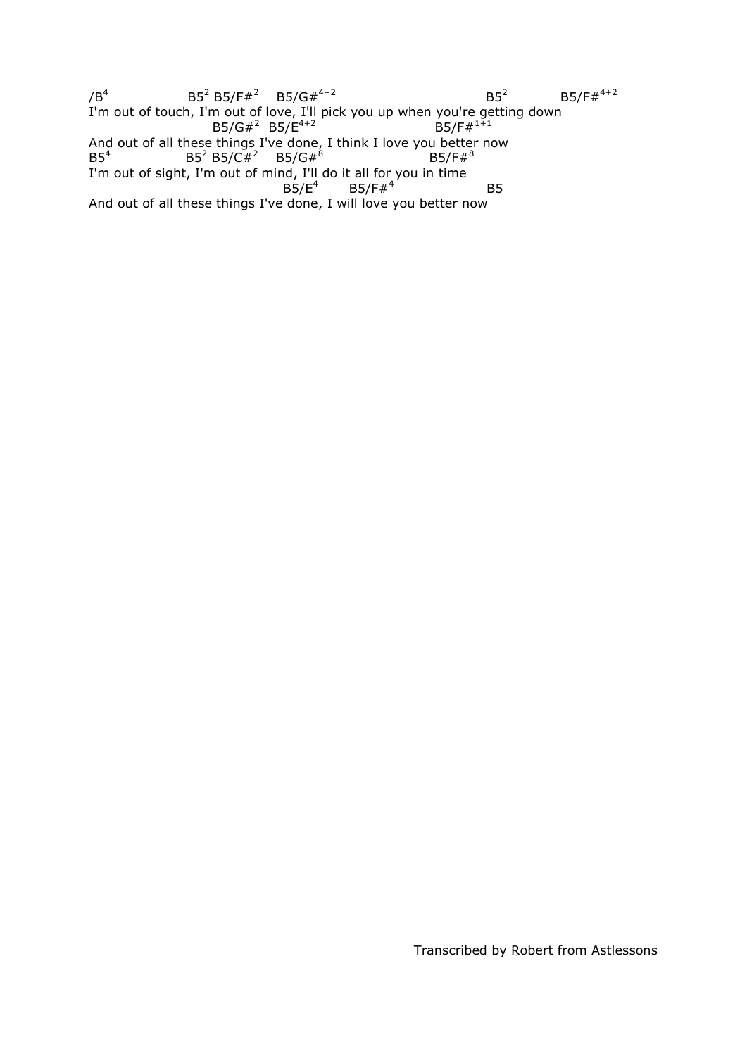```
/B⁴              B5² B5/F#²   B5/G#⁴⁺²                              B5²          B5/F#⁴⁺²
I'm out of touch, I'm out of love, I'll pick you up when you're getting down
                   B5/G#²  B5/E⁴⁺²                      B5/F#¹⁺¹
And out of all these things I've done, I think I love you better now
B5⁴              B5² B5/C#²   B5/G#⁸                    B5/F#⁸
I'm out of sight, I'm out of mind, I'll do it all for you in time
                              B5/E⁴      B5/F#⁴                B5
And out of all these things I've done, I will love you better now
```

Transcribed by Robert from Astlessons